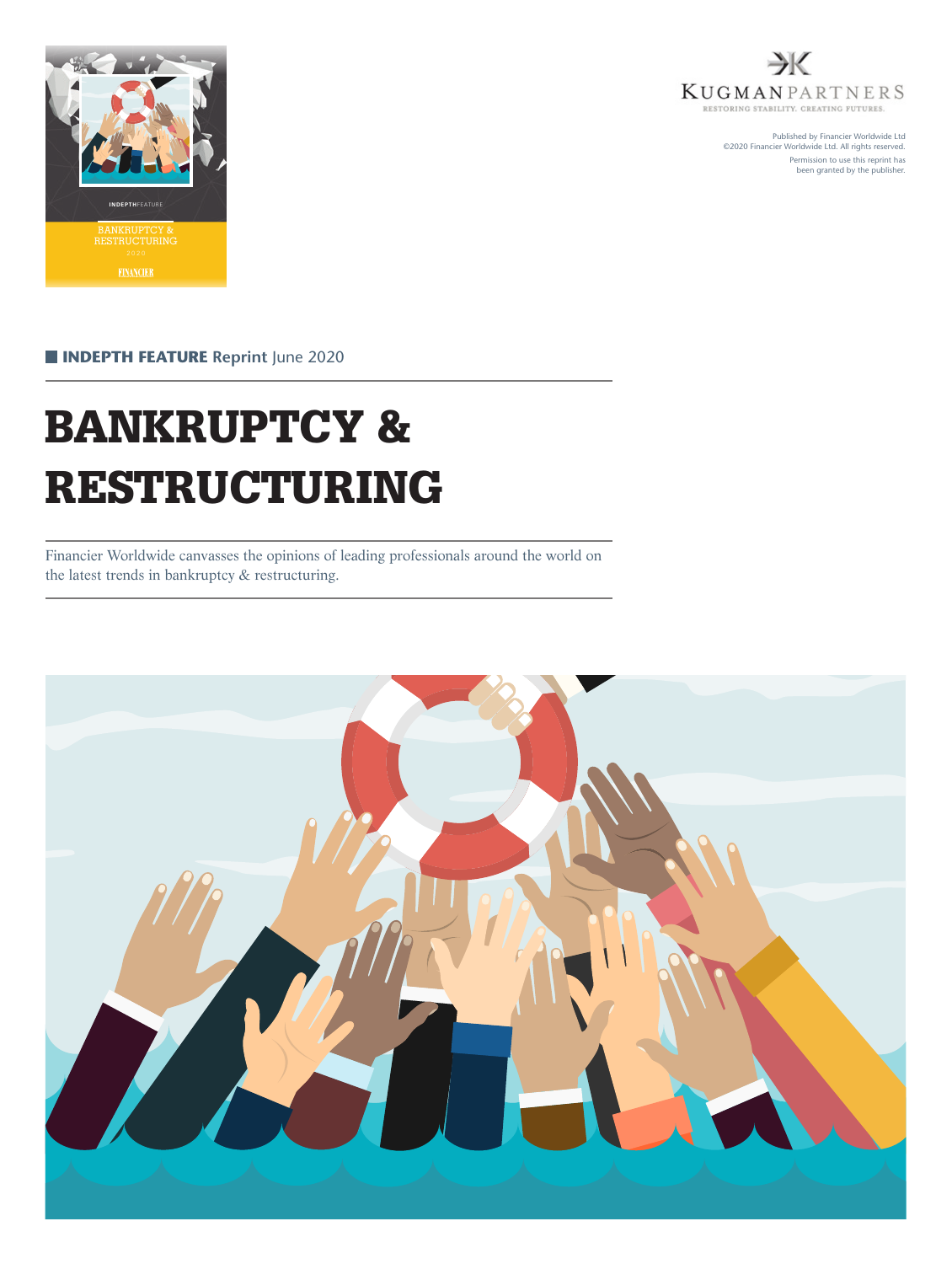KUGMAN PARTNERS

RESTORING STABILITY. CREATING FUTURES.

Published by Financier Worldwide Ltd
©2020 Financier Worldwide Ltd. All rights reserved.
Permission to use this reprint has been granted by the publisher.

**INDEPTH FEATURE** Reprint June 2020

# BANKRUPTCY & RESTRUCTURING

Financier Worldwide canvasses the opinions of leading professionals around the world on the latest trends in bankruptcy & restructuring.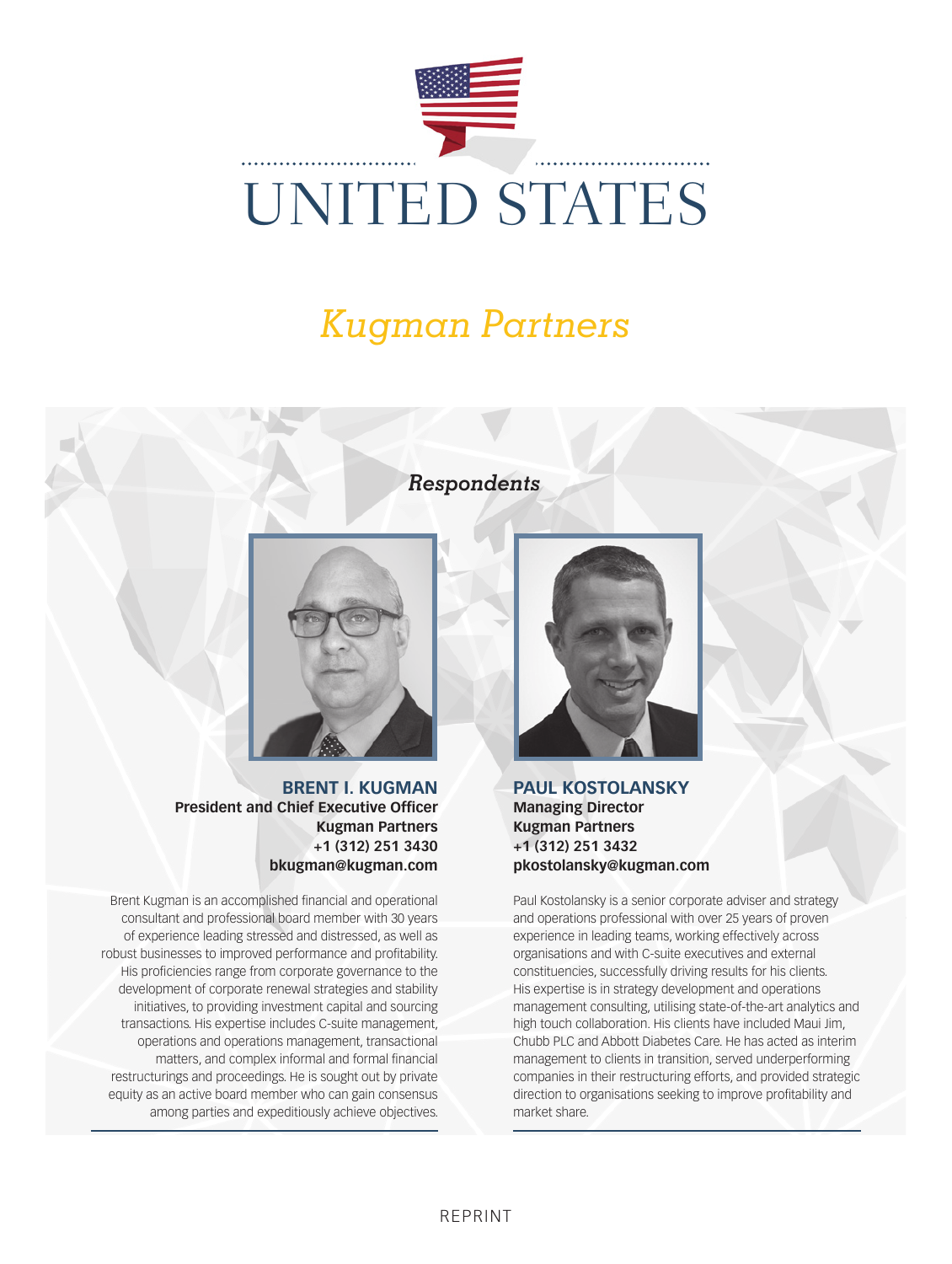# UNITED STATES

## *Kugman Partners*

### *Respondents*

**BRENT I. KUGMAN**
**President and Chief Executive Officer**
**Kugman Partners**
**+1 (312) 251 3430**
**bkugman@kugman.com**

Brent Kugman is an accomplished financial and operational consultant and professional board member with 30 years of experience leading stressed and distressed, as well as robust businesses to improved performance and profitability. His proficiencies range from corporate governance to the development of corporate renewal strategies and stability initiatives, to providing investment capital and sourcing transactions. His expertise includes C-suite management, operations and operations management, transactional matters, and complex informal and formal financial restructurings and proceedings. He is sought out by private equity as an active board member who can gain consensus among parties and expeditiously achieve objectives.

**PAUL KOSTOLANSKY**
**Managing Director**
**Kugman Partners**
**+1 (312) 251 3432**
**pkostolansky@kugman.com**

Paul Kostolansky is a senior corporate adviser and strategy and operations professional with over 25 years of proven experience in leading teams, working effectively across organisations and with C-suite executives and external constituencies, successfully driving results for his clients. His expertise is in strategy development and operations management consulting, utilising state-of-the-art analytics and high touch collaboration. His clients have included Maui Jim, Chubb PLC and Abbott Diabetes Care. He has acted as interim management to clients in transition, served underperforming companies in their restructuring efforts, and provided strategic direction to organisations seeking to improve profitability and market share.

REPRINT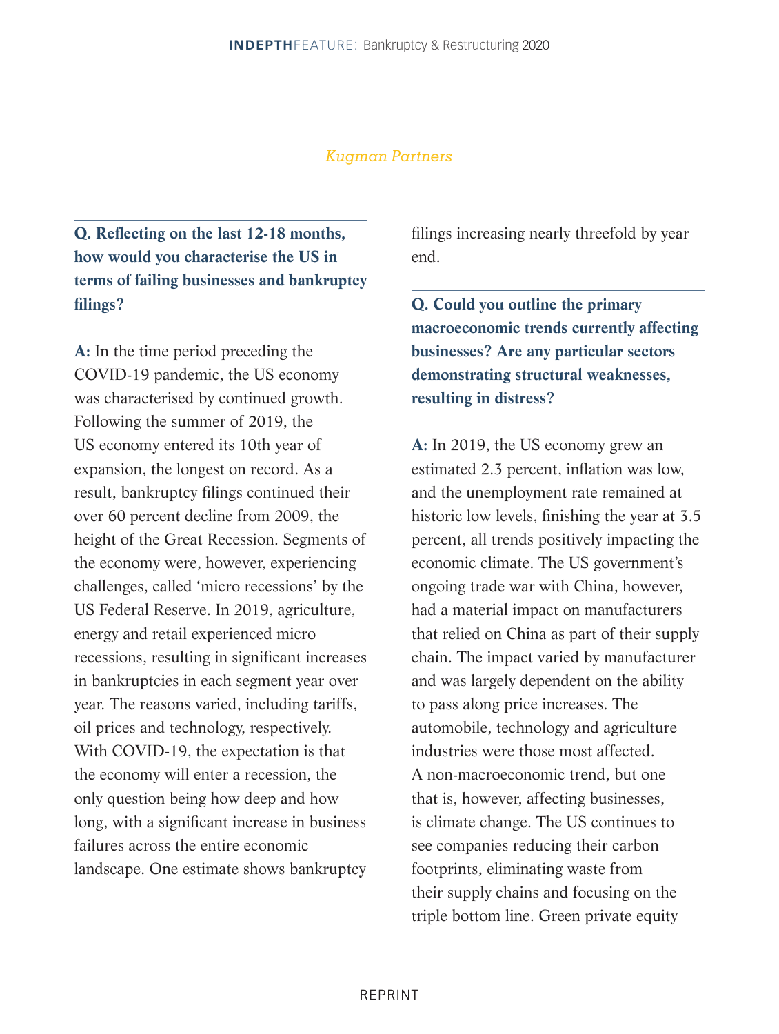*Kugman Partners*

**Q. Reflecting on the last 12-18 months, how would you characterise the US in terms of failing businesses and bankruptcy filings?**

**A:** In the time period preceding the COVID-19 pandemic, the US economy was characterised by continued growth. Following the summer of 2019, the US economy entered its 10th year of expansion, the longest on record. As a result, bankruptcy filings continued their over 60 percent decline from 2009, the height of the Great Recession. Segments of the economy were, however, experiencing challenges, called 'micro recessions' by the US Federal Reserve. In 2019, agriculture, energy and retail experienced micro recessions, resulting in significant increases in bankruptcies in each segment year over year. The reasons varied, including tariffs, oil prices and technology, respectively. With COVID-19, the expectation is that the economy will enter a recession, the only question being how deep and how long, with a significant increase in business failures across the entire economic landscape. One estimate shows bankruptcy filings increasing nearly threefold by year end.

**Q. Could you outline the primary macroeconomic trends currently affecting businesses? Are any particular sectors demonstrating structural weaknesses, resulting in distress?**

**A:** In 2019, the US economy grew an estimated 2.3 percent, inflation was low, and the unemployment rate remained at historic low levels, finishing the year at 3.5 percent, all trends positively impacting the economic climate. The US government's ongoing trade war with China, however, had a material impact on manufacturers that relied on China as part of their supply chain. The impact varied by manufacturer and was largely dependent on the ability to pass along price increases. The automobile, technology and agriculture industries were those most affected. A non-macroeconomic trend, but one that is, however, affecting businesses, is climate change. The US continues to see companies reducing their carbon footprints, eliminating waste from their supply chains and focusing on the triple bottom line. Green private equity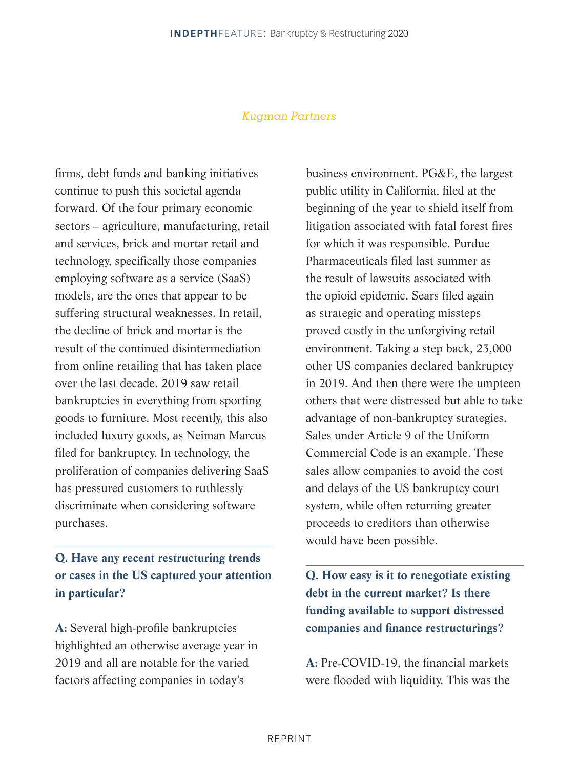*Kugman Partners*

firms, debt funds and banking initiatives continue to push this societal agenda forward. Of the four primary economic sectors – agriculture, manufacturing, retail and services, brick and mortar retail and technology, specifically those companies employing software as a service (SaaS) models, are the ones that appear to be suffering structural weaknesses. In retail, the decline of brick and mortar is the result of the continued disintermediation from online retailing that has taken place over the last decade. 2019 saw retail bankruptcies in everything from sporting goods to furniture. Most recently, this also included luxury goods, as Neiman Marcus filed for bankruptcy. In technology, the proliferation of companies delivering SaaS has pressured customers to ruthlessly discriminate when considering software purchases.

**Q. Have any recent restructuring trends or cases in the US captured your attention in particular?**

**A:** Several high-profile bankruptcies highlighted an otherwise average year in 2019 and all are notable for the varied factors affecting companies in today's business environment. PG&E, the largest public utility in California, filed at the beginning of the year to shield itself from litigation associated with fatal forest fires for which it was responsible. Purdue Pharmaceuticals filed last summer as the result of lawsuits associated with the opioid epidemic. Sears filed again as strategic and operating missteps proved costly in the unforgiving retail environment. Taking a step back, 23,000 other US companies declared bankruptcy in 2019. And then there were the umpteen others that were distressed but able to take advantage of non-bankruptcy strategies. Sales under Article 9 of the Uniform Commercial Code is an example. These sales allow companies to avoid the cost and delays of the US bankruptcy court system, while often returning greater proceeds to creditors than otherwise would have been possible.

**Q. How easy is it to renegotiate existing debt in the current market? Is there funding available to support distressed companies and finance restructurings?**

**A:** Pre-COVID-19, the financial markets were flooded with liquidity. This was the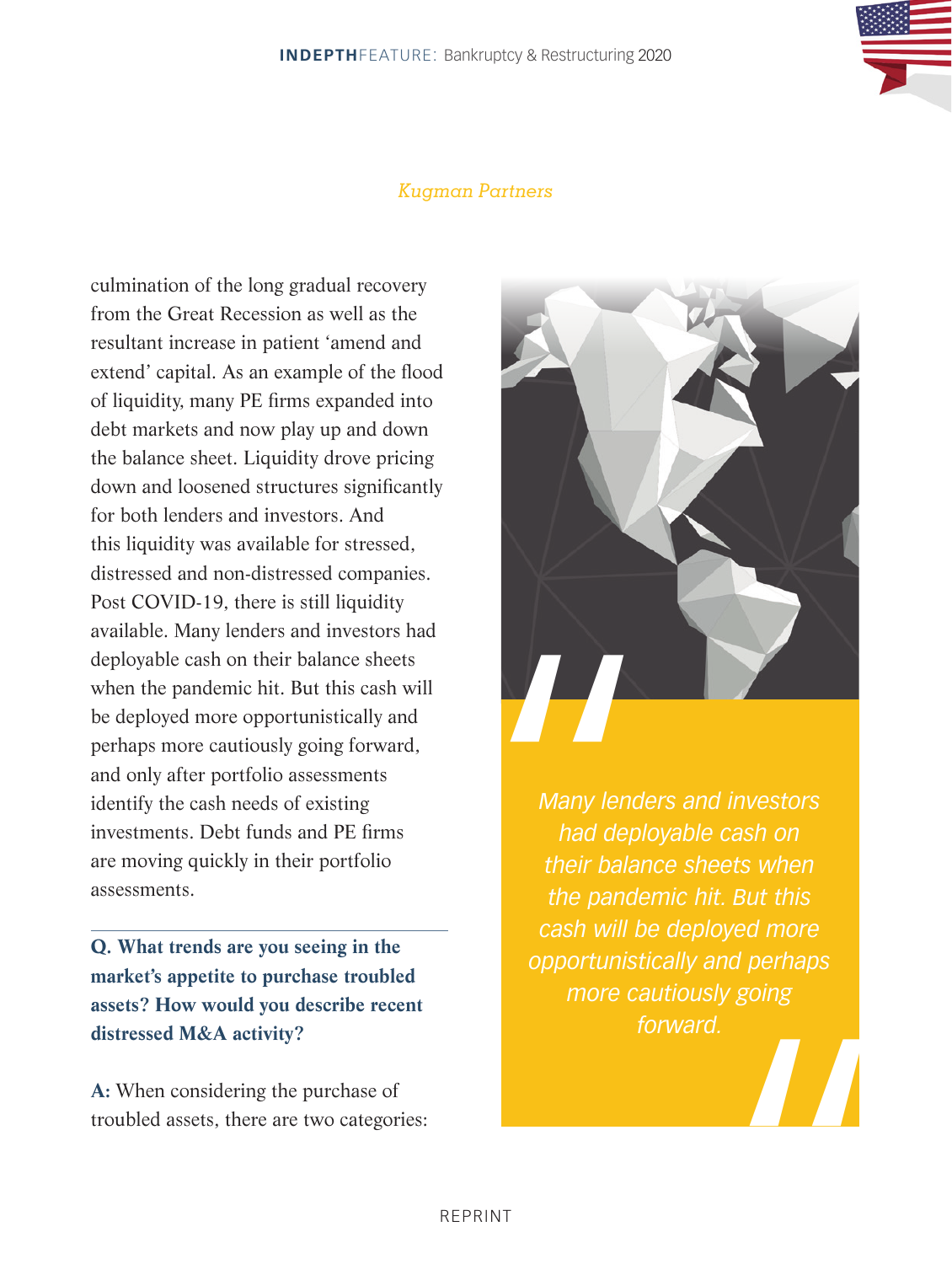culmination of the long gradual recovery from the Great Recession as well as the resultant increase in patient 'amend and extend' capital. As an example of the flood of liquidity, many PE firms expanded into debt markets and now play up and down the balance sheet. Liquidity drove pricing down and loosened structures significantly for both lenders and investors. And this liquidity was available for stressed, distressed and non-distressed companies. Post COVID-19, there is still liquidity available. Many lenders and investors had deployable cash on their balance sheets when the pandemic hit. But this cash will be deployed more opportunistically and perhaps more cautiously going forward, and only after portfolio assessments identify the cash needs of existing investments. Debt funds and PE firms are moving quickly in their portfolio assessments.

> *Many lenders and investors had deployable cash on their balance sheets when the pandemic hit. But this cash will be deployed more opportunistically and perhaps more cautiously going forward.*
>
> *Kugman Partners*

**Q. What trends are you seeing in the market's appetite to purchase troubled assets? How would you describe recent distressed M&A activity?**

**A:** When considering the purchase of troubled assets, there are two categories: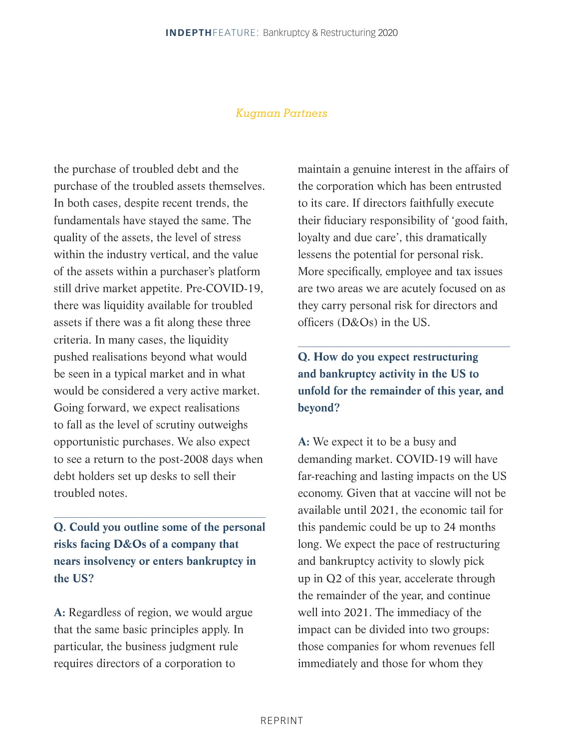*Kugman Partners*

the purchase of troubled debt and the purchase of the troubled assets themselves. In both cases, despite recent trends, the fundamentals have stayed the same. The quality of the assets, the level of stress within the industry vertical, and the value of the assets within a purchaser's platform still drive market appetite. Pre-COVID-19, there was liquidity available for troubled assets if there was a fit along these three criteria. In many cases, the liquidity pushed realisations beyond what would be seen in a typical market and in what would be considered a very active market. Going forward, we expect realisations to fall as the level of scrutiny outweighs opportunistic purchases. We also expect to see a return to the post-2008 days when debt holders set up desks to sell their troubled notes.

**Q. Could you outline some of the personal risks facing D&Os of a company that nears insolvency or enters bankruptcy in the US?**

**A:** Regardless of region, we would argue that the same basic principles apply. In particular, the business judgment rule requires directors of a corporation to maintain a genuine interest in the affairs of the corporation which has been entrusted to its care. If directors faithfully execute their fiduciary responsibility of 'good faith, loyalty and due care', this dramatically lessens the potential for personal risk. More specifically, employee and tax issues are two areas we are acutely focused on as they carry personal risk for directors and officers (D&Os) in the US.

**Q. How do you expect restructuring and bankruptcy activity in the US to unfold for the remainder of this year, and beyond?**

**A:** We expect it to be a busy and demanding market. COVID-19 will have far-reaching and lasting impacts on the US economy. Given that at vaccine will not be available until 2021, the economic tail for this pandemic could be up to 24 months long. We expect the pace of restructuring and bankruptcy activity to slowly pick up in Q2 of this year, accelerate through the remainder of the year, and continue well into 2021. The immediacy of the impact can be divided into two groups: those companies for whom revenues fell immediately and those for whom they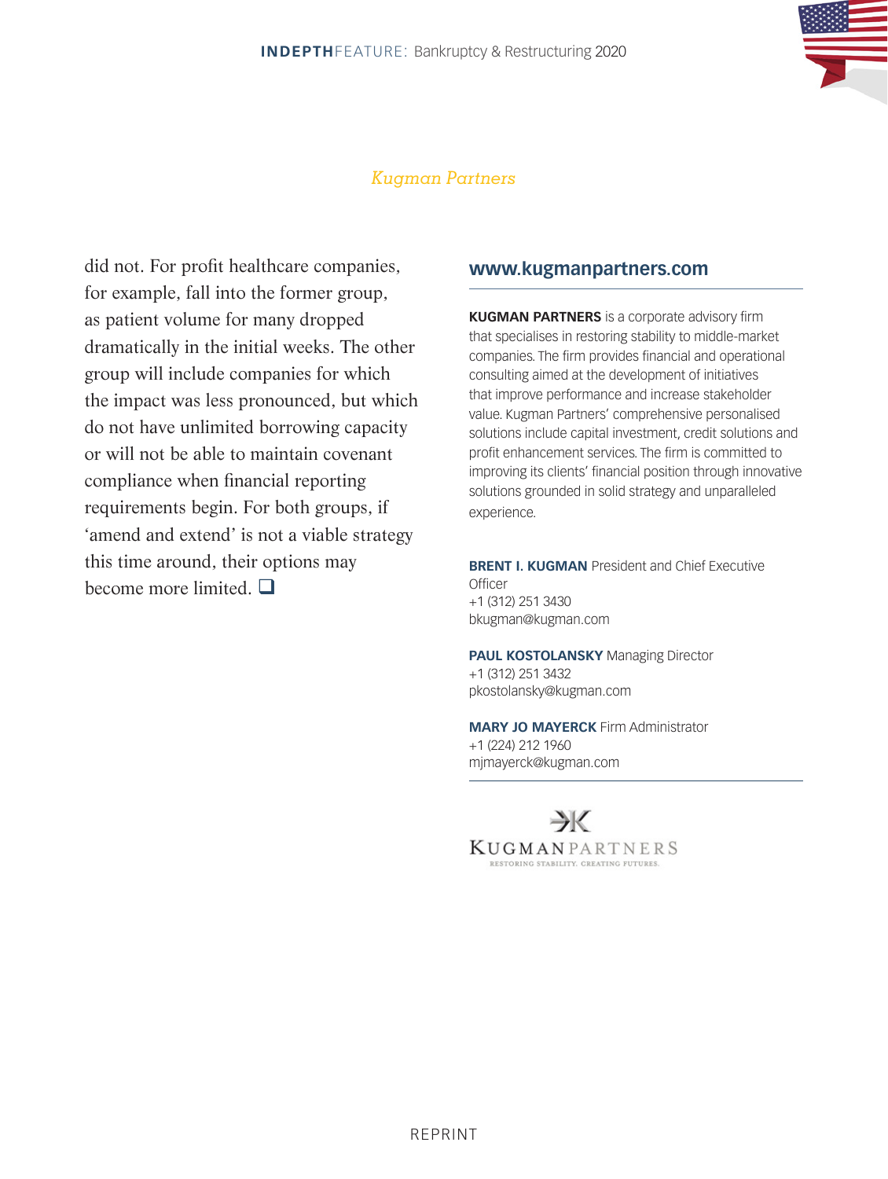*Kugman Partners*

did not. For profit healthcare companies, for example, fall into the former group, as patient volume for many dropped dramatically in the initial weeks. The other group will include companies for which the impact was less pronounced, but which do not have unlimited borrowing capacity or will not be able to maintain covenant compliance when financial reporting requirements begin. For both groups, if 'amend and extend' is not a viable strategy this time around, their options may become more limited. ❑

## www.kugmanpartners.com

**KUGMAN PARTNERS** is a corporate advisory firm that specialises in restoring stability to middle-market companies. The firm provides financial and operational consulting aimed at the development of initiatives that improve performance and increase stakeholder value. Kugman Partners' comprehensive personalised solutions include capital investment, credit solutions and profit enhancement services. The firm is committed to improving its clients' financial position through innovative solutions grounded in solid strategy and unparalleled experience.

**BRENT I. KUGMAN** President and Chief Executive Officer
+1 (312) 251 3430
bkugman@kugman.com

**PAUL KOSTOLANSKY** Managing Director
+1 (312) 251 3432
pkostolansky@kugman.com

**MARY JO MAYERCK** Firm Administrator
+1 (224) 212 1960
mjmayerck@kugman.com

KUGMAN PARTNERS
RESTORING STABILITY. CREATING FUTURES.